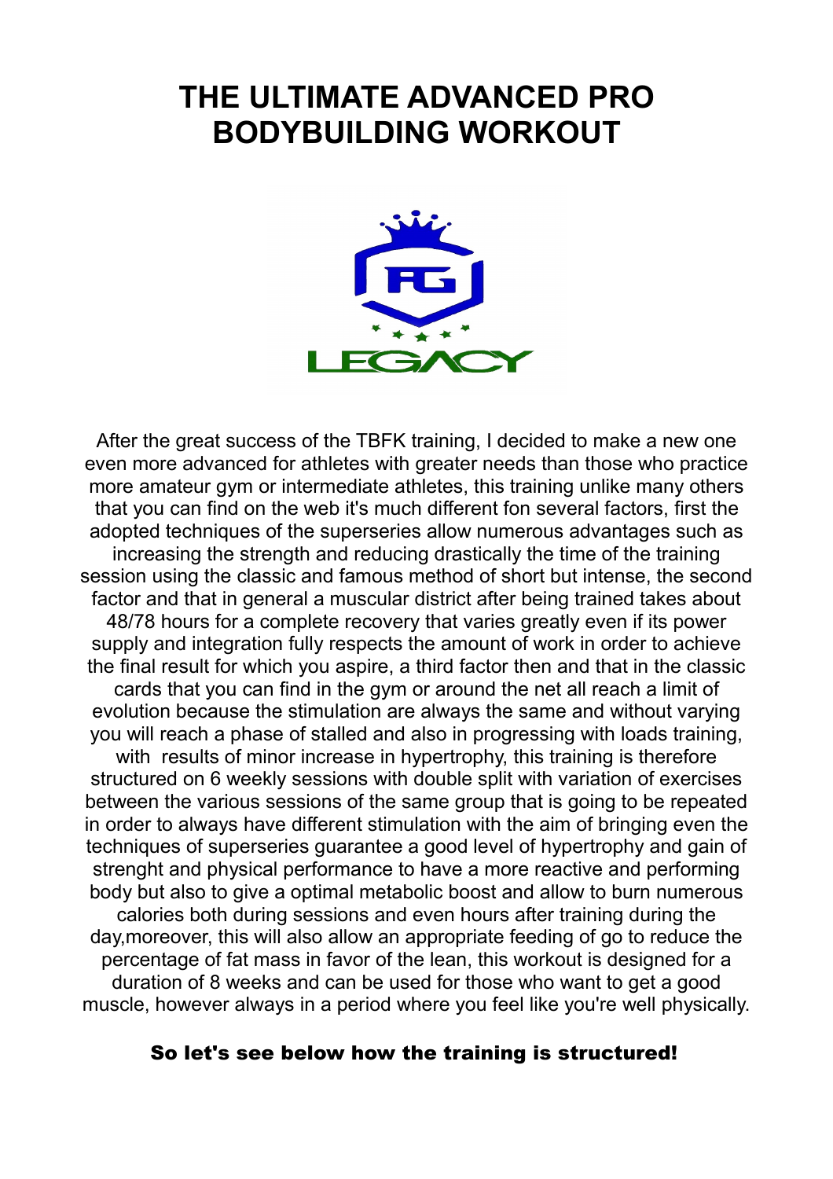# THE ULTIMATE ADVANCED PRO BODYBUILDING WORKOUT

After the great success of the TBFK training, I decided to make a new one even more advanced for athletes with greater needs than those who practice more amateur gym or intermediate athletes, this training unlike many others that you can find on the web it's much different fon several factors, first the adopted techniques of the superseries allow numerous advantages such as increasing the strength and reducing drastically the time of the training session using the classic and famous method of short but intense, the second factor and that in general a muscular district after being trained takes about 48/78 hours for a complete recovery that varies greatly even if its power supply and integration fully respects the amount of work in order to achieve the final result for which you aspire, a third factor then and that in the classic cards that you can find in the gym or around the net all reach a limit of evolution because the stimulation are always the same and without varying you will reach a phase of stalled and also in progressing with loads training, with results of minor increase in hypertrophy, this training is therefore structured on 6 weekly sessions with double split with variation of exercises between the various sessions of the same group that is going to be repeated in order to always have different stimulation with the aim of bringing even the techniques of superseries guarantee a good level of hypertrophy and gain of strenght and physical performance to have a more reactive and performing body but also to give a optimal metabolic boost and allow to burn numerous calories both during sessions and even hours after training during the day,moreover, this will also allow an appropriate feeding of go to reduce the percentage of fat mass in favor of the lean, this workout is designed for a duration of 8 weeks and can be used for those who want to get a good muscle, however always in a period where you feel like you're well physically.

**So let's see below how the training is structured!**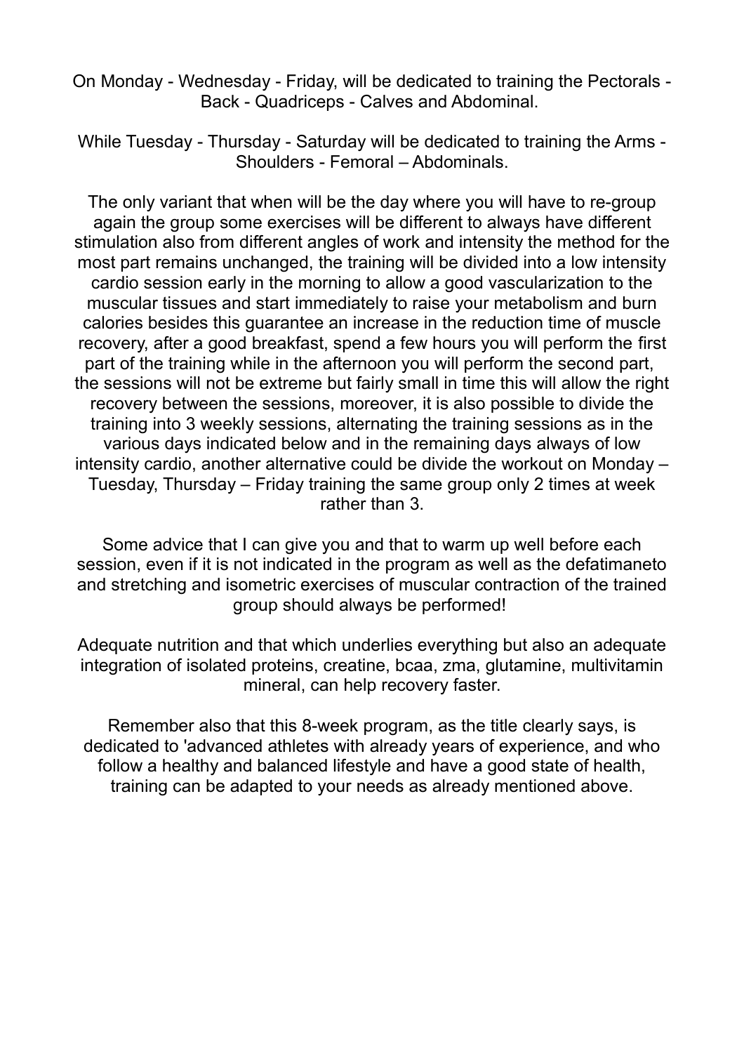On Monday - Wednesday - Friday, will be dedicated to training the Pectorals - Back - Quadriceps - Calves and Abdominal.

While Tuesday - Thursday - Saturday will be dedicated to training the Arms - Shoulders - Femoral – Abdominals.

The only variant that when will be the day where you will have to re-group again the group some exercises will be different to always have different stimulation also from different angles of work and intensity the method for the most part remains unchanged, the training will be divided into a low intensity cardio session early in the morning to allow a good vascularization to the muscular tissues and start immediately to raise your metabolism and burn calories besides this guarantee an increase in the reduction time of muscle recovery, after a good breakfast, spend a few hours you will perform the first part of the training while in the afternoon you will perform the second part, the sessions will not be extreme but fairly small in time this will allow the right recovery between the sessions, moreover, it is also possible to divide the training into 3 weekly sessions, alternating the training sessions as in the various days indicated below and in the remaining days always of low intensity cardio, another alternative could be divide the workout on Monday – Tuesday, Thursday – Friday training the same group only 2 times at week rather than 3.

Some advice that I can give you and that to warm up well before each session, even if it is not indicated in the program as well as the defatimaneto and stretching and isometric exercises of muscular contraction of the trained group should always be performed!

Adequate nutrition and that which underlies everything but also an adequate integration of isolated proteins, creatine, bcaa, zma, glutamine, multivitamin mineral, can help recovery faster.

Remember also that this 8-week program, as the title clearly says, is dedicated to 'advanced athletes with already years of experience, and who follow a healthy and balanced lifestyle and have a good state of health, training can be adapted to your needs as already mentioned above.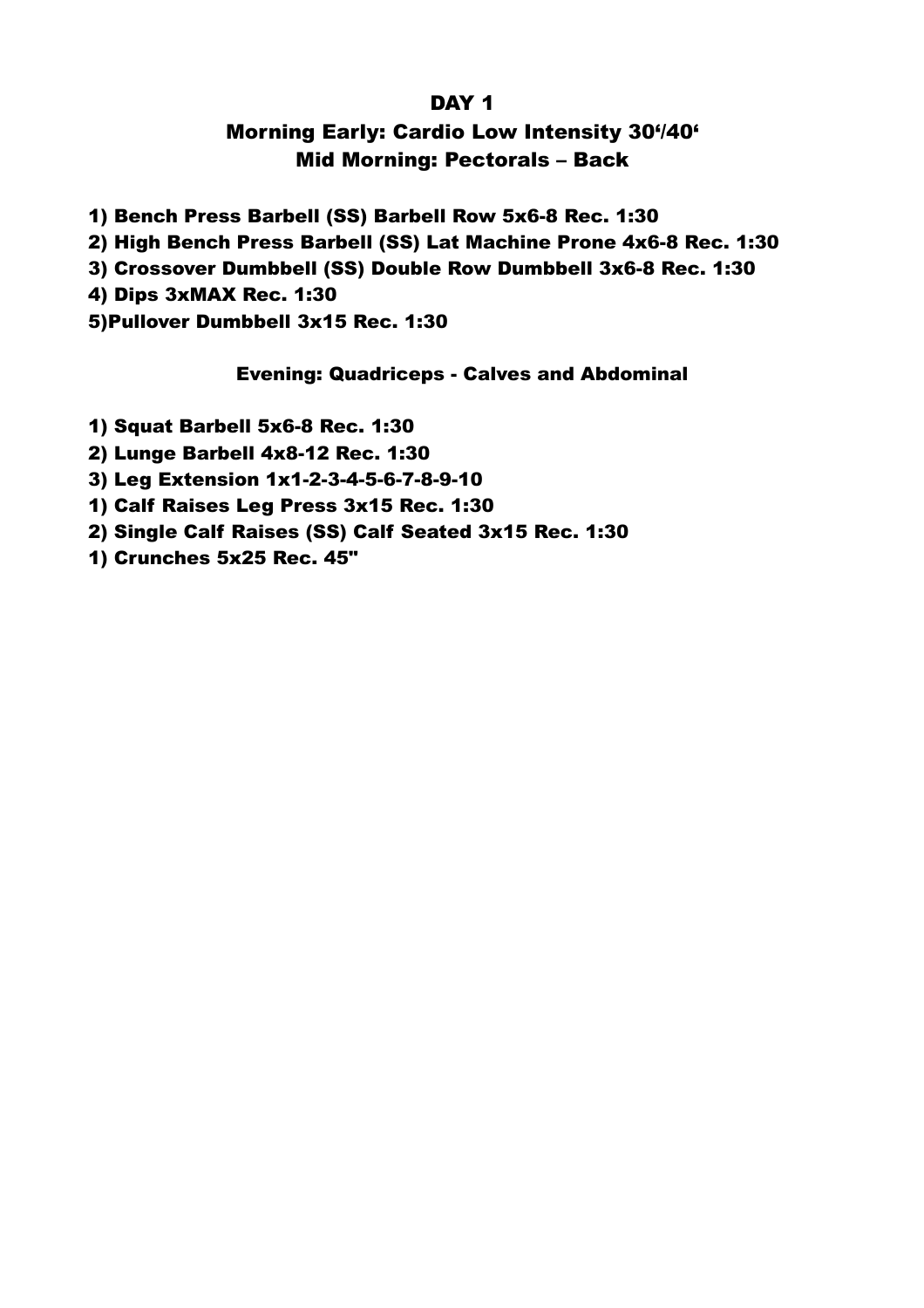# DAY 1

## Morning Early: Cardio Low Intensity 30‘/40‘

## Mid Morning: Pectorals – Back

**1) Bench Press Barbell (SS) Barbell Row 5x6-8 Rec. 1:30**

**2) High Bench Press Barbell (SS) Lat Machine Prone 4x6-8 Rec. 1:30**

**3) Crossover Dumbbell (SS) Double Row Dumbbell 3x6-8 Rec. 1:30**

**4) Dips 3xMAX Rec. 1:30**

**5)Pullover Dumbbell 3x15 Rec. 1:30**

## Evening: Quadriceps - Calves and Abdominal

**1) Squat Barbell 5x6-8 Rec. 1:30**

**2) Lunge Barbell 4x8-12 Rec. 1:30**

**3) Leg Extension 1x1-2-3-4-5-6-7-8-9-10**

**1) Calf Raises Leg Press 3x15 Rec. 1:30**

**2) Single Calf Raises (SS) Calf Seated 3x15 Rec. 1:30**

**1) Crunches 5x25 Rec. 45"**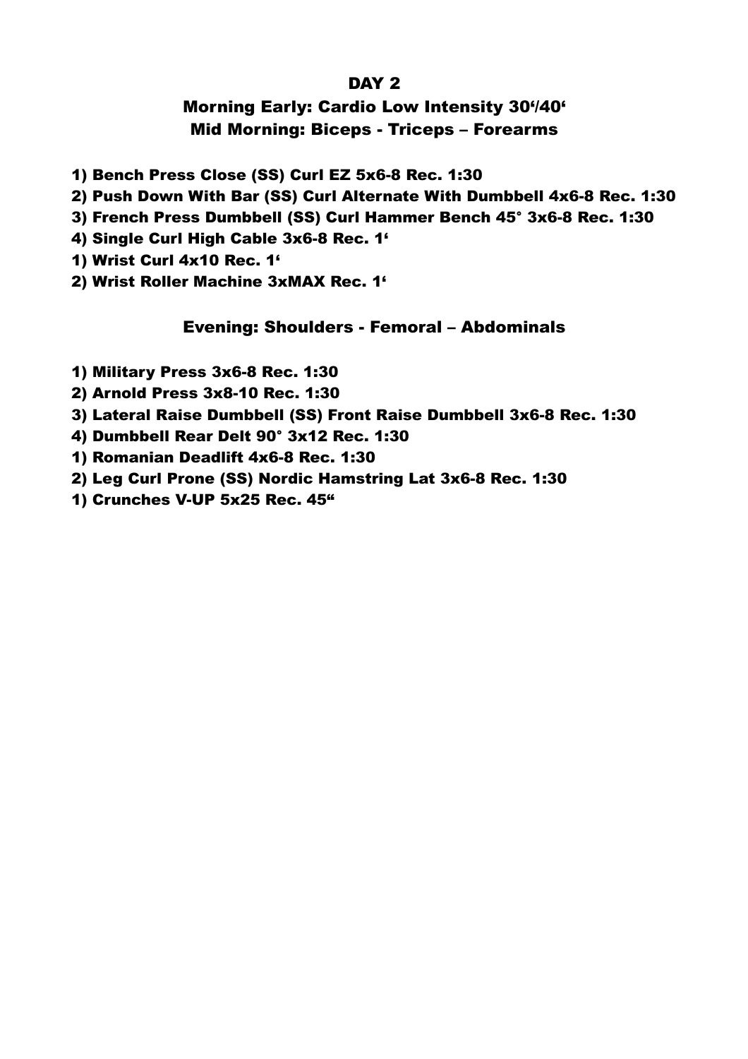# DAY 2

## Morning Early: Cardio Low Intensity 30‘/40‘

## Mid Morning: Biceps - Triceps – Forearms

1) Bench Press Close (SS) Curl EZ 5x6-8 Rec. 1:30
2) Push Down With Bar (SS) Curl Alternate With Dumbbell 4x6-8 Rec. 1:30
3) French Press Dumbbell (SS) Curl Hammer Bench 45° 3x6-8 Rec. 1:30
4) Single Curl High Cable 3x6-8 Rec. 1‘

1) Wrist Curl 4x10 Rec. 1‘
2) Wrist Roller Machine 3xMAX Rec. 1‘

## Evening: Shoulders - Femoral – Abdominals

1) Military Press 3x6-8 Rec. 1:30
2) Arnold Press 3x8-10 Rec. 1:30
3) Lateral Raise Dumbbell (SS) Front Raise Dumbbell 3x6-8 Rec. 1:30
4) Dumbbell Rear Delt 90° 3x12 Rec. 1:30

1) Romanian Deadlift 4x6-8 Rec. 1:30
2) Leg Curl Prone (SS) Nordic Hamstring Lat 3x6-8 Rec. 1:30

1) Crunches V-UP 5x25 Rec. 45“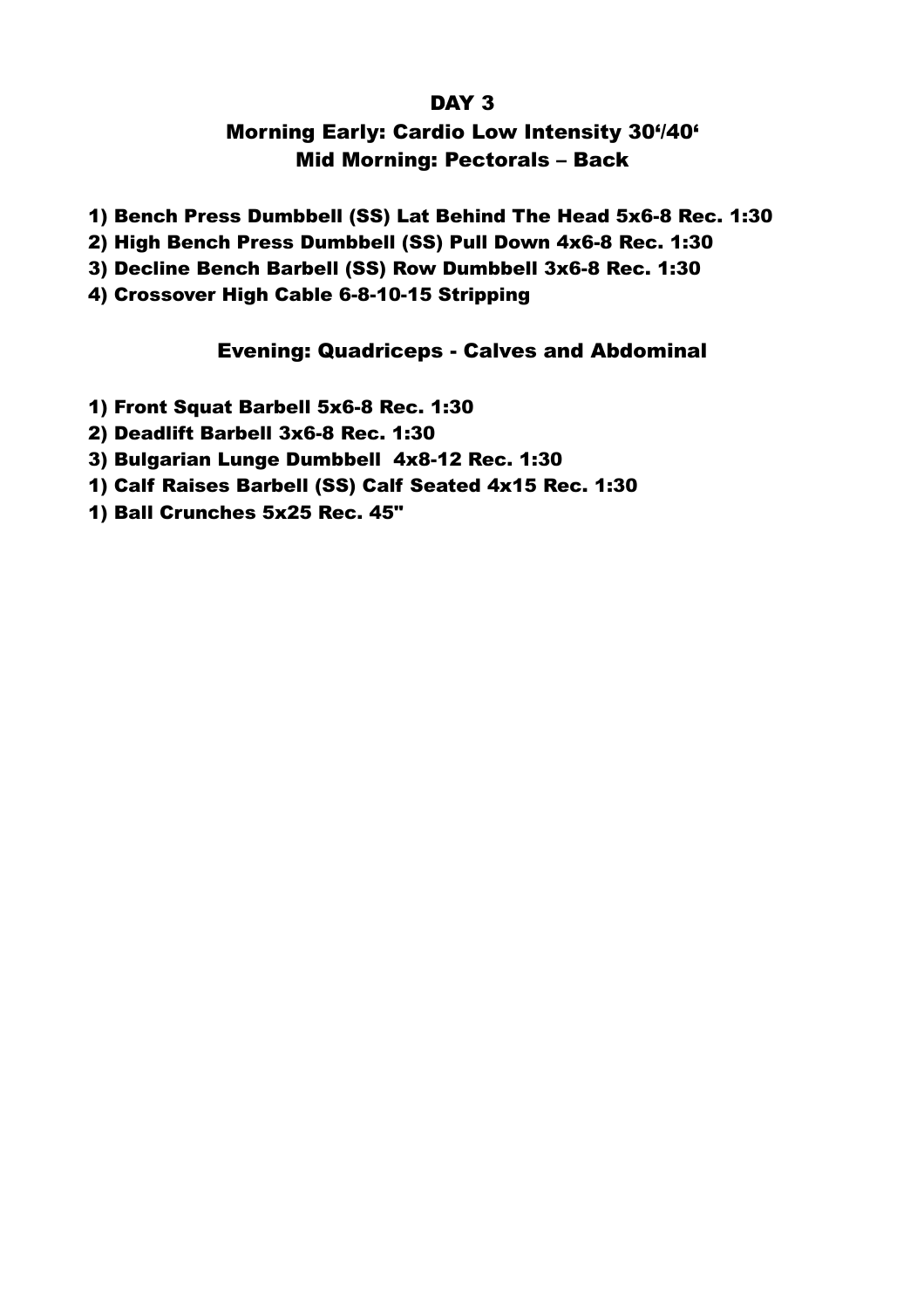# DAY 3

## Morning Early: Cardio Low Intensity 30'/40'

## Mid Morning: Pectorals – Back

1) Bench Press Dumbbell (SS) Lat Behind The Head 5x6-8 Rec. 1:30
2) High Bench Press Dumbbell (SS) Pull Down 4x6-8 Rec. 1:30
3) Decline Bench Barbell (SS) Row Dumbbell 3x6-8 Rec. 1:30
4) Crossover High Cable 6-8-10-15 Stripping

## Evening: Quadriceps - Calves and Abdominal

1) Front Squat Barbell 5x6-8 Rec. 1:30
2) Deadlift Barbell 3x6-8 Rec. 1:30
3) Bulgarian Lunge Dumbbell 4x8-12 Rec. 1:30

1) Calf Raises Barbell (SS) Calf Seated 4x15 Rec. 1:30

1) Ball Crunches 5x25 Rec. 45"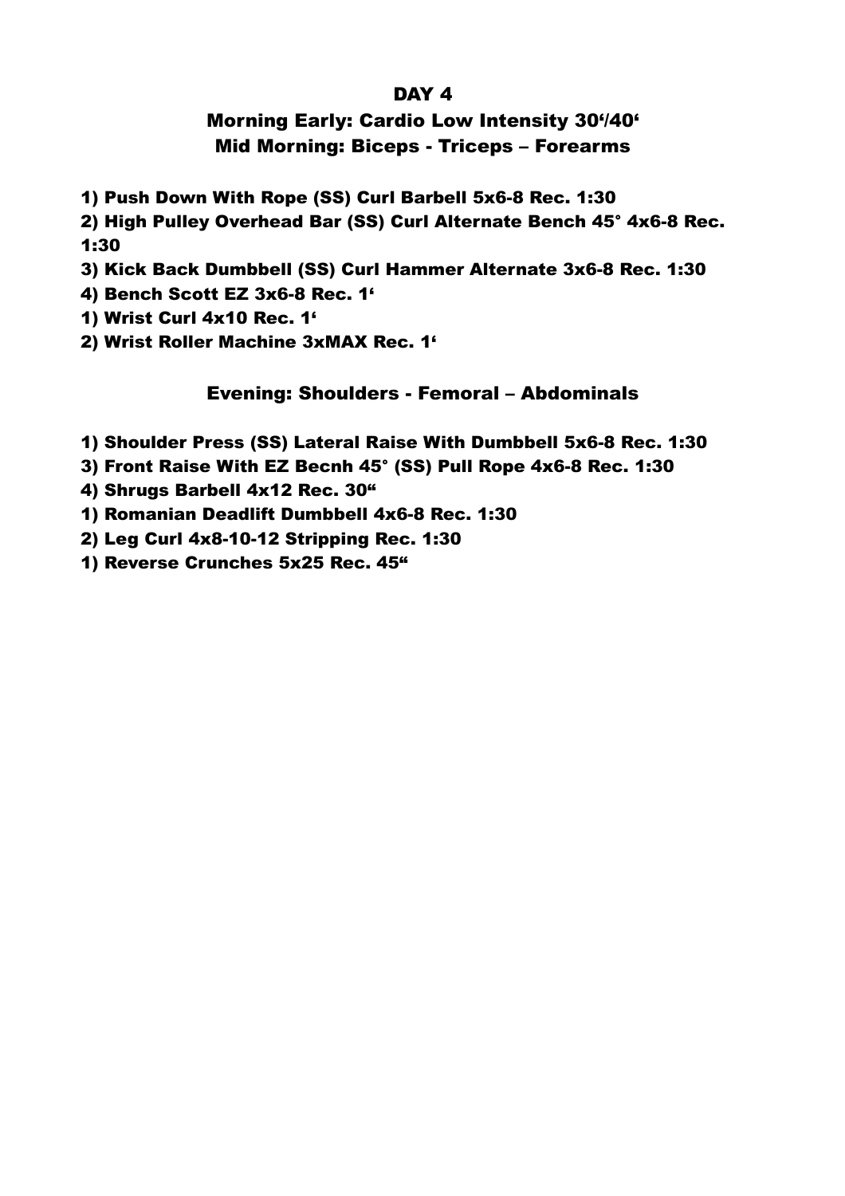## DAY 4

### Morning Early: Cardio Low Intensity 30'/40'
### Mid Morning: Biceps - Triceps – Forearms

**1) Push Down With Rope (SS) Curl Barbell 5x6-8 Rec. 1:30**

**2) High Pulley Overhead Bar (SS) Curl Alternate Bench 45° 4x6-8 Rec. 1:30**

**3) Kick Back Dumbbell (SS) Curl Hammer Alternate 3x6-8 Rec. 1:30**

**4) Bench Scott EZ 3x6-8 Rec. 1'**

**1) Wrist Curl 4x10 Rec. 1'**

**2) Wrist Roller Machine 3xMAX Rec. 1'**

### Evening: Shoulders - Femoral – Abdominals

**1) Shoulder Press (SS) Lateral Raise With Dumbbell 5x6-8 Rec. 1:30**

**3) Front Raise With EZ Becnh 45° (SS) Pull Rope 4x6-8 Rec. 1:30**

**4) Shrugs Barbell 4x12 Rec. 30"**

**1) Romanian Deadlift Dumbbell 4x6-8 Rec. 1:30**

**2) Leg Curl 4x8-10-12 Stripping Rec. 1:30**

**1) Reverse Crunches 5x25 Rec. 45"**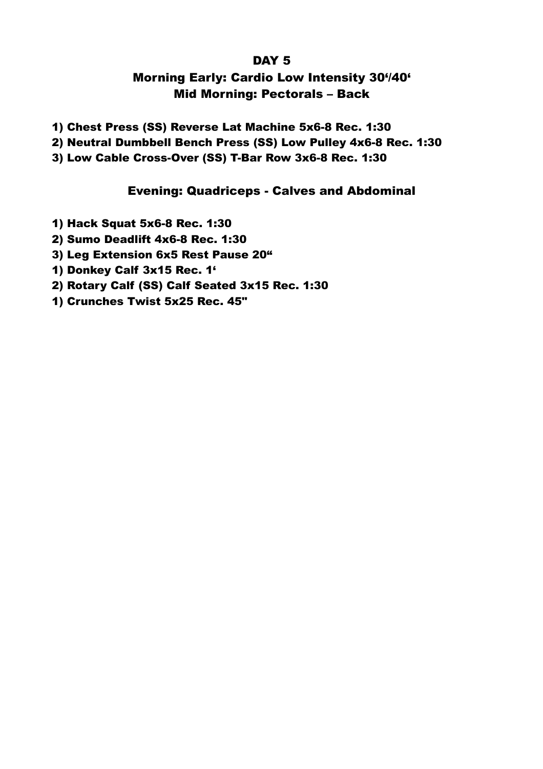# DAY 5

## Morning Early: Cardio Low Intensity 30'/40'

## Mid Morning: Pectorals – Back

1) Chest Press (SS) Reverse Lat Machine 5x6-8 Rec. 1:30
2) Neutral Dumbbell Bench Press (SS) Low Pulley 4x6-8 Rec. 1:30
3) Low Cable Cross-Over (SS) T-Bar Row 3x6-8 Rec. 1:30

## Evening: Quadriceps - Calves and Abdominal

1) Hack Squat 5x6-8 Rec. 1:30
2) Sumo Deadlift 4x6-8 Rec. 1:30
3) Leg Extension 6x5 Rest Pause 20"

1) Donkey Calf 3x15 Rec. 1'
2) Rotary Calf (SS) Calf Seated 3x15 Rec. 1:30

1) Crunches Twist 5x25 Rec. 45"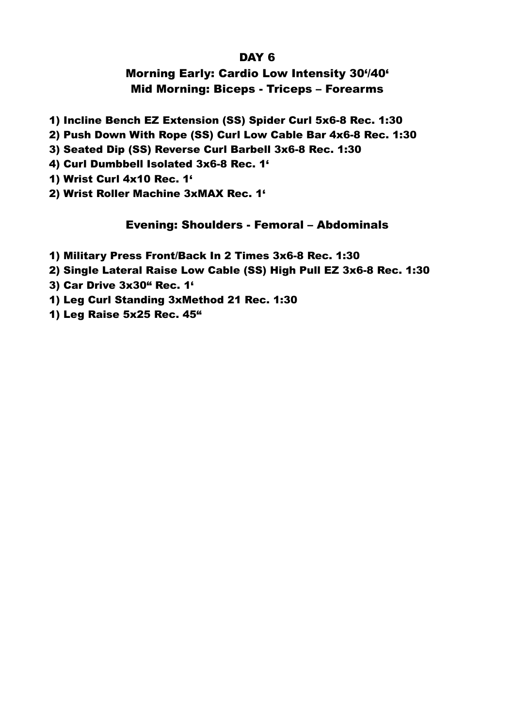# DAY 6

## Morning Early: Cardio Low Intensity 30'/40'

## Mid Morning: Biceps - Triceps – Forearms

1) Incline Bench EZ Extension (SS) Spider Curl 5x6-8 Rec. 1:30
2) Push Down With Rope (SS) Curl Low Cable Bar 4x6-8 Rec. 1:30
3) Seated Dip (SS) Reverse Curl Barbell 3x6-8 Rec. 1:30
4) Curl Dumbbell Isolated 3x6-8 Rec. 1'

1) Wrist Curl 4x10 Rec. 1'
2) Wrist Roller Machine 3xMAX Rec. 1'

## Evening: Shoulders - Femoral – Abdominals

1) Military Press Front/Back In 2 Times 3x6-8 Rec. 1:30
2) Single Lateral Raise Low Cable (SS) High Pull EZ 3x6-8 Rec. 1:30
3) Car Drive 3x30" Rec. 1'

1) Leg Curl Standing 3xMethod 21 Rec. 1:30

1) Leg Raise 5x25 Rec. 45"